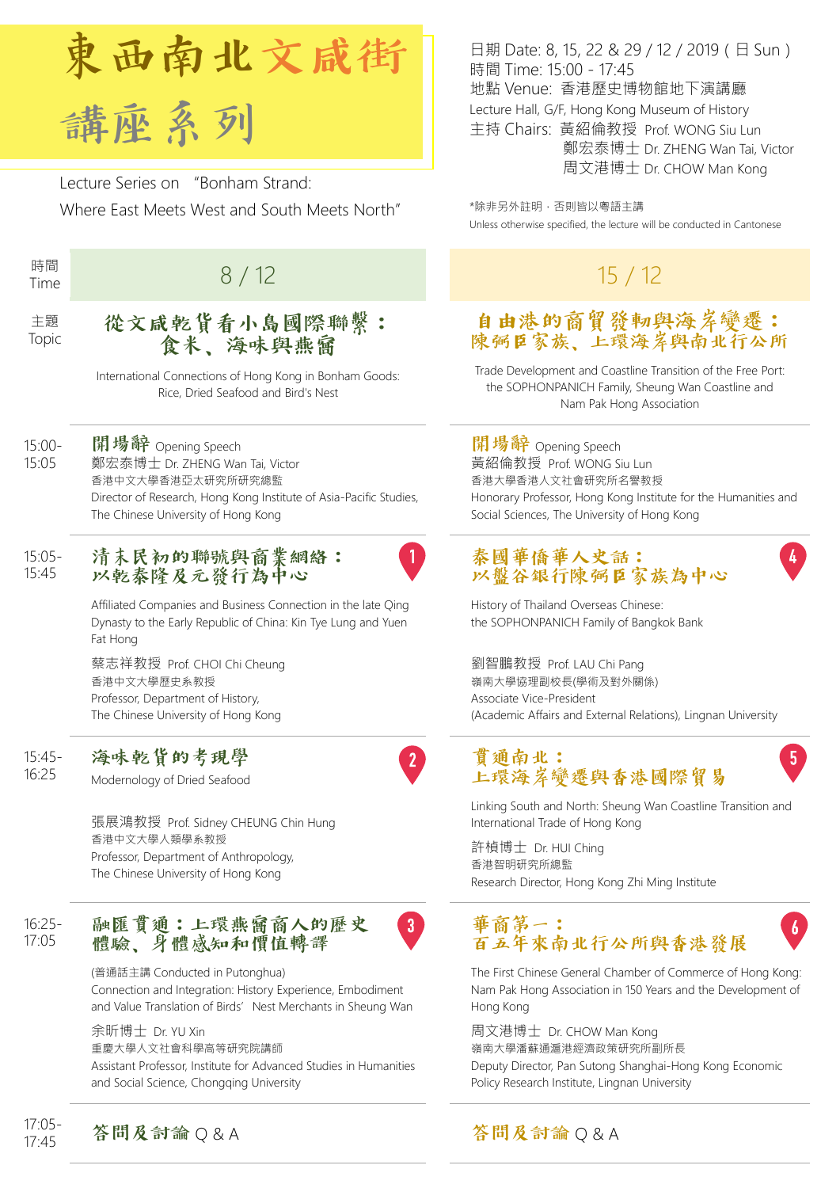# 東西南北文咸街講座系列

Lecture Series on "Bonham Strand: Where East Meets West and South Meets North"

日期 Date: 8, 15, 22 & 29 / 12 / 2019 ( 日 Sun )
時間 Time: 15:00 - 17:45
地點 Venue: 香港歷史博物館地下演講廳
Lecture Hall, G/F, Hong Kong Museum of History
主持 Chairs: 黃紹倫教授 Prof. WONG Siu Lun
鄭宏泰博士 Dr. ZHENG Wan Tai, Victor
周文港博士 Dr. CHOW Man Kong

*除非另外註明，否則皆以粵語主講
Unless otherwise specified, the lecture will be conducted in Cantonese

## 8 / 12

**主題 Topic: 從文咸乾貨看小島國際聯繫：食米、海味與燕窩**

International Connections of Hong Kong in Bonham Goods: Rice, Dried Seafood and Bird's Nest

**15:00-15:05 開場辭 Opening Speech**
鄭宏泰博士 Dr. ZHENG Wan Tai, Victor
香港中文大學香港亞太研究所研究總監
Director of Research, Hong Kong Institute of Asia-Pacific Studies, The Chinese University of Hong Kong

**15:05-15:45 ① 清末民初的聯號與商業網絡：以乾泰隆及元發行為中心**
Affiliated Companies and Business Connection in the late Qing Dynasty to the Early Republic of China: Kin Tye Lung and Yuen Fat Hong
蔡志祥教授 Prof. CHOI Chi Cheung
香港中文大學歷史系教授
Professor, Department of History, The Chinese University of Hong Kong

**15:45-16:25 ② 海味乾貨的考現學**
Modernology of Dried Seafood
張展鴻教授 Prof. Sidney CHEUNG Chin Hung
香港中文大學人類學系教授
Professor, Department of Anthropology, The Chinese University of Hong Kong

**16:25-17:05 ③ 融匯貫通：上環燕窩商人的歷史體驗、身體感知和價值轉譯**
(普通話主講 Conducted in Putonghua)
Connection and Integration: History Experience, Embodiment and Value Translation of Birds' Nest Merchants in Sheung Wan
余昕博士 Dr. YU Xin
重慶大學人文社會科學高等研究院講師
Assistant Professor, Institute for Advanced Studies in Humanities and Social Science, Chongqing University

**17:05-17:45 答問及討論 Q & A**

## 15 / 12

**主題 Topic: 自由港的商貿發軔與海岸變遷：陳弼臣家族、上環海岸與南北行公所**

Trade Development and Coastline Transition of the Free Port: the SOPHONPANICH Family, Sheung Wan Coastline and Nam Pak Hong Association

**15:00-15:05 開場辭 Opening Speech**
黃紹倫教授 Prof. WONG Siu Lun
香港大學香港人文社會研究所名譽教授
Honorary Professor, Hong Kong Institute for the Humanities and Social Sciences, The University of Hong Kong

**15:05-15:45 ④ 泰國華僑華人史話：以盤谷銀行陳弼臣家族為中心**
History of Thailand Overseas Chinese: the SOPHONPANICH Family of Bangkok Bank
劉智鵬教授 Prof. LAU Chi Pang
嶺南大學協理副校長(學術及對外關係)
Associate Vice-President (Academic Affairs and External Relations), Lingnan University

**15:45-16:25 ⑤ 貫通南北：上環海岸變遷與香港國際貿易**
Linking South and North: Sheung Wan Coastline Transition and International Trade of Hong Kong
許楨博士 Dr. HUI Ching
香港智明研究所總監
Research Director, Hong Kong Zhi Ming Institute

**16:25-17:05 ⑥ 華商第一：百五年來南北行公所與香港發展**
The First Chinese General Chamber of Commerce of Hong Kong: Nam Pak Hong Association in 150 Years and the Development of Hong Kong
周文港博士 Dr. CHOW Man Kong
嶺南大學潘蘇通滬港經濟政策研究所副所長
Deputy Director, Pan Sutong Shanghai-Hong Kong Economic Policy Research Institute, Lingnan University

**17:05-17:45 答問及討論 Q & A**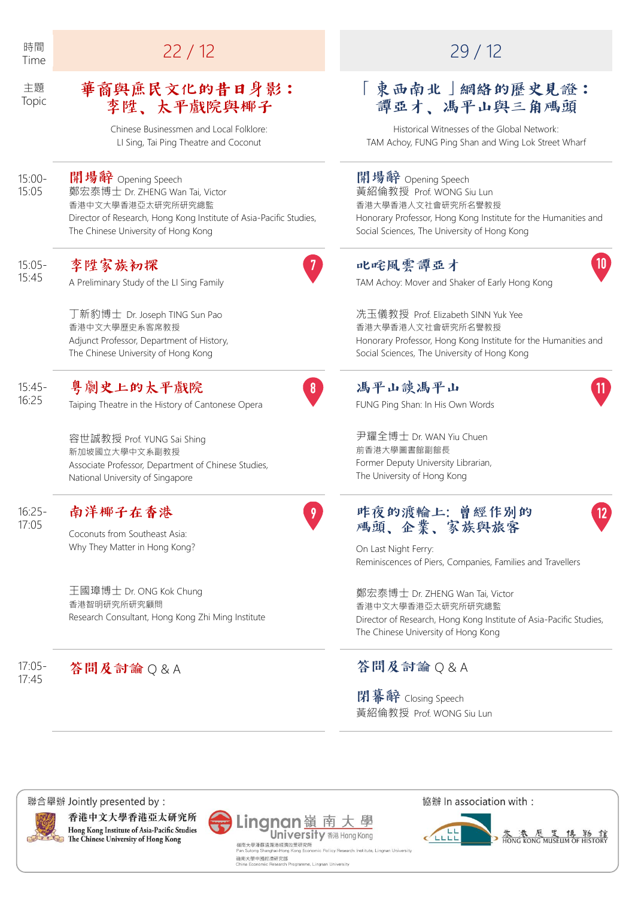| 時間 Time | 22 / 12 | 29 / 12 |
| --- | --- | --- |
| 主題 Topic | **華商與庶民文化的昔日身影：李陞、太平戲院與椰子**<br>Chinese Businessmen and Local Folklore: LI Sing, Tai Ping Theatre and Coconut | **「東西南北」網絡的歷史見證：譚亞才、馮平山與三角碼頭**<br>Historical Witnesses of the Global Network: TAM Achoy, FUNG Ping Shan and Wing Lok Street Wharf |
| 15:00-15:05 | **開場辭** Opening Speech<br>鄭宏泰博士 Dr. ZHENG Wan Tai, Victor<br>香港中文大學香港亞太研究所研究總監<br>Director of Research, Hong Kong Institute of Asia-Pacific Studies, The Chinese University of Hong Kong | **開場辭** Opening Speech<br>黃紹倫教授 Prof. WONG Siu Lun<br>香港大學香港人文社會研究所名譽教授<br>Honorary Professor, Hong Kong Institute for the Humanities and Social Sciences, The University of Hong Kong |
| 15:05-15:45 | 7 **李陞家族初探**<br>A Preliminary Study of the LI Sing Family<br><br>丁新豹博士 Dr. Joseph TING Sun Pao<br>香港中文大學歷史系客席教授<br>Adjunct Professor, Department of History, The Chinese University of Hong Kong | 10 **叱咤風雲譚亞才**<br>TAM Achoy: Mover and Shaker of Early Hong Kong<br><br>冼玉儀教授 Prof. Elizabeth SINN Yuk Yee<br>香港大學香港人文社會研究所名譽教授<br>Honorary Professor, Hong Kong Institute for the Humanities and Social Sciences, The University of Hong Kong |
| 15:45-16:25 | 8 **粵劇史上的太平戲院**<br>Taiping Theatre in the History of Cantonese Opera<br><br>容世誠教授 Prof. YUNG Sai Shing<br>新加坡國立大學中文系副教授<br>Associate Professor, Department of Chinese Studies, National University of Singapore | 11 **馮平山談馮平山**<br>FUNG Ping Shan: In His Own Words<br><br>尹耀全博士 Dr. WAN Yiu Chuen<br>前香港大學圖書館副館長<br>Former Deputy University Librarian, The University of Hong Kong |
| 16:25-17:05 | 9 **南洋椰子在香港**<br>Coconuts from Southeast Asia: Why They Matter in Hong Kong?<br><br>王國璋博士 Dr. ONG Kok Chung<br>香港智明研究所研究顧問<br>Research Consultant, Hong Kong Zhi Ming Institute | 12 **昨夜的渡輪上：曾經作別的碼頭、企業、家族與旅客**<br>On Last Night Ferry: Reminiscences of Piers, Companies, Families and Travellers<br><br>鄭宏泰博士 Dr. ZHENG Wan Tai, Victor<br>香港中文大學香港亞太研究所研究總監<br>Director of Research, Hong Kong Institute of Asia-Pacific Studies, The Chinese University of Hong Kong |
| 17:05-17:45 | **答問及討論** Q & A | **答問及討論** Q & A<br><br>**閉幕辭** Closing Speech<br>黃紹倫教授 Prof. WONG Siu Lun |

聯合舉辦 Jointly presented by：

香港中文大學香港亞太研究所
Hong Kong Institute of Asia-Pacific Studies
The Chinese University of Hong Kong

Lingnan University 嶺南大學 香港 Hong Kong
嶺南大學潘蘇通滬港經濟政策研究所
Pan Sutong Shanghai-Hong Kong Economic Policy Research Institute, Lingnan University
嶺南大學中國經濟研究部
China Economic Research Programme, Lingnan University

協辦 In association with：

香港歷史博物館
HONG KONG MUSEUM OF HISTORY